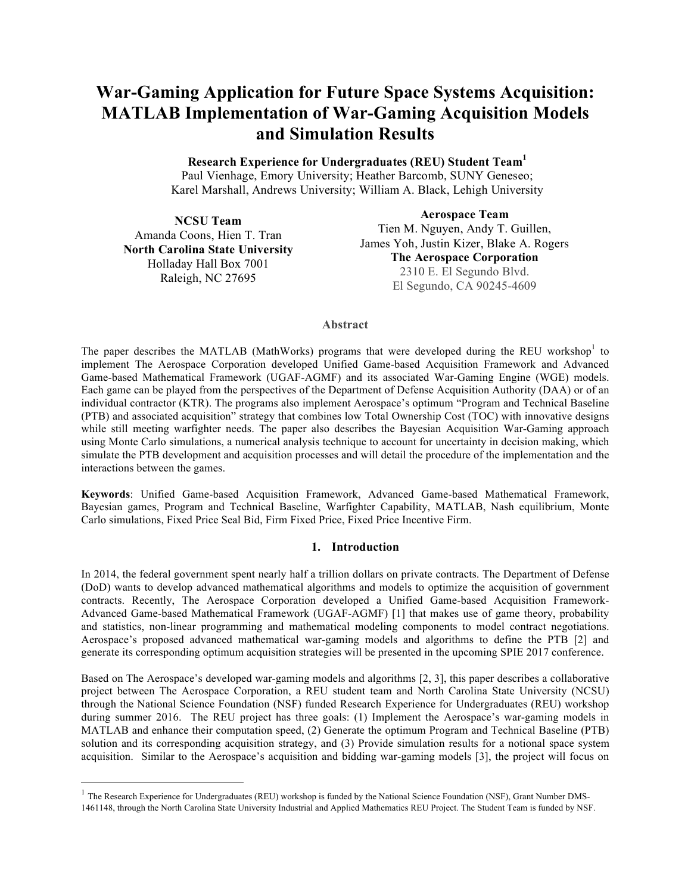# War-Gaming Application for Future Space Systems Acquisition: MATLAB Implementation of War-Gaming Acquisition Models and Simulation Results

**Research Experience for Undergraduates (REU) Student Team[1]**
Paul Vienhage, Emory University; Heather Barcomb, SUNY Geneseo;
Karel Marshall, Andrews University; William A. Black, Lehigh University

**NCSU Team**
Amanda Coons, Hien T. Tran
**North Carolina State University**
Holladay Hall Box 7001
Raleigh, NC 27695

**Aerospace Team**
Tien M. Nguyen, Andy T. Guillen,
James Yoh, Justin Kizer, Blake A. Rogers
**The Aerospace Corporation**
2310 E. El Segundo Blvd.
El Segundo, CA 90245-4609

## Abstract

The paper describes the MATLAB (MathWorks) programs that were developed during the REU workshop[1] to implement The Aerospace Corporation developed Unified Game-based Acquisition Framework and Advanced Game-based Mathematical Framework (UGAF-AGMF) and its associated War-Gaming Engine (WGE) models. Each game can be played from the perspectives of the Department of Defense Acquisition Authority (DAA) or of an individual contractor (KTR). The programs also implement Aerospace's optimum "Program and Technical Baseline (PTB) and associated acquisition" strategy that combines low Total Ownership Cost (TOC) with innovative designs while still meeting warfighter needs. The paper also describes the Bayesian Acquisition War-Gaming approach using Monte Carlo simulations, a numerical analysis technique to account for uncertainty in decision making, which simulate the PTB development and acquisition processes and will detail the procedure of the implementation and the interactions between the games.

**Keywords**: Unified Game-based Acquisition Framework, Advanced Game-based Mathematical Framework, Bayesian games, Program and Technical Baseline, Warfighter Capability, MATLAB, Nash equilibrium, Monte Carlo simulations, Fixed Price Seal Bid, Firm Fixed Price, Fixed Price Incentive Firm.

## 1. Introduction

In 2014, the federal government spent nearly half a trillion dollars on private contracts. The Department of Defense (DoD) wants to develop advanced mathematical algorithms and models to optimize the acquisition of government contracts. Recently, The Aerospace Corporation developed a Unified Game-based Acquisition Framework-Advanced Game-based Mathematical Framework (UGAF-AGMF) [1] that makes use of game theory, probability and statistics, non-linear programming and mathematical modeling components to model contract negotiations. Aerospace's proposed advanced mathematical war-gaming models and algorithms to define the PTB [2] and generate its corresponding optimum acquisition strategies will be presented in the upcoming SPIE 2017 conference.

Based on The Aerospace's developed war-gaming models and algorithms [2, 3], this paper describes a collaborative project between The Aerospace Corporation, a REU student team and North Carolina State University (NCSU) through the National Science Foundation (NSF) funded Research Experience for Undergraduates (REU) workshop during summer 2016. The REU project has three goals: (1) Implement the Aerospace's war-gaming models in MATLAB and enhance their computation speed, (2) Generate the optimum Program and Technical Baseline (PTB) solution and its corresponding acquisition strategy, and (3) Provide simulation results for a notional space system acquisition. Similar to the Aerospace's acquisition and bidding war-gaming models [3], the project will focus on

[1] The Research Experience for Undergraduates (REU) workshop is funded by the National Science Foundation (NSF), Grant Number DMS-1461148, through the North Carolina State University Industrial and Applied Mathematics REU Project. The Student Team is funded by NSF.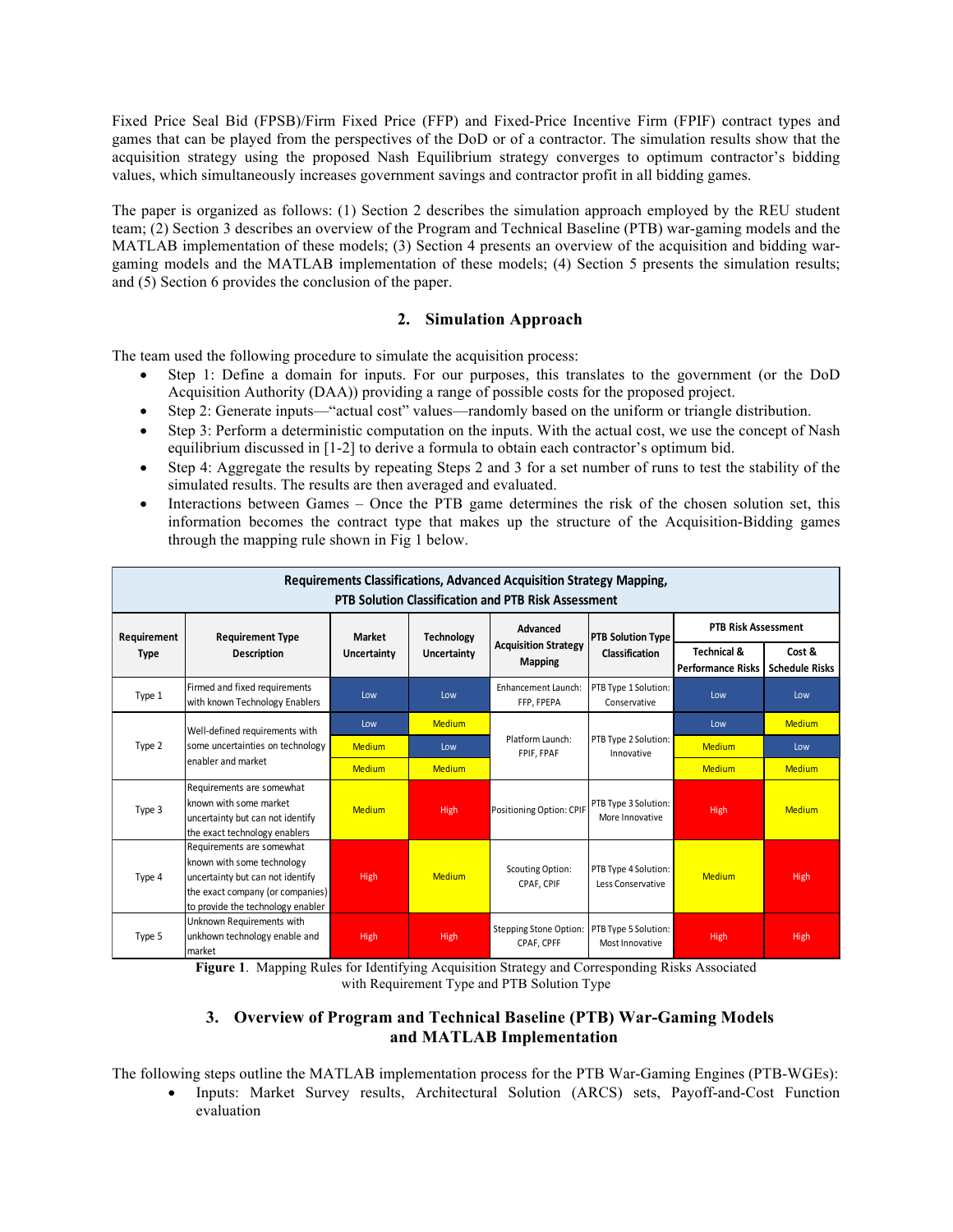Fixed Price Seal Bid (FPSB)/Firm Fixed Price (FFP) and Fixed-Price Incentive Firm (FPIF) contract types and games that can be played from the perspectives of the DoD or of a contractor. The simulation results show that the acquisition strategy using the proposed Nash Equilibrium strategy converges to optimum contractor's bidding values, which simultaneously increases government savings and contractor profit in all bidding games.

The paper is organized as follows: (1) Section 2 describes the simulation approach employed by the REU student team; (2) Section 3 describes an overview of the Program and Technical Baseline (PTB) war-gaming models and the MATLAB implementation of these models; (3) Section 4 presents an overview of the acquisition and bidding war-gaming models and the MATLAB implementation of these models; (4) Section 5 presents the simulation results; and (5) Section 6 provides the conclusion of the paper.

## 2. Simulation Approach

The team used the following procedure to simulate the acquisition process:

- Step 1: Define a domain for inputs. For our purposes, this translates to the government (or the DoD Acquisition Authority (DAA)) providing a range of possible costs for the proposed project.
- Step 2: Generate inputs—"actual cost" values—randomly based on the uniform or triangle distribution.
- Step 3: Perform a deterministic computation on the inputs. With the actual cost, we use the concept of Nash equilibrium discussed in [1-2] to derive a formula to obtain each contractor's optimum bid.
- Step 4: Aggregate the results by repeating Steps 2 and 3 for a set number of runs to test the stability of the simulated results. The results are then averaged and evaluated.
- Interactions between Games – Once the PTB game determines the risk of the chosen solution set, this information becomes the contract type that makes up the structure of the Acquisition-Bidding games through the mapping rule shown in Fig 1 below.

| Requirements Classifications, Advanced Acquisition Strategy Mapping, PTB Solution Classification and PTB Risk Assessment | | | | | | | |
|---|---|---|---|---|---|---|---|
| Requirement Type | Requirement Type Description | Market Uncertainty | Technology Uncertainty | Advanced Acquisition Strategy Mapping | PTB Solution Type Classification | PTB Risk Assessment | |
| | | | | | | Technical & Performance Risks | Cost & Schedule Risks |
| Type 1 | Firmed and fixed requirements with known Technology Enablers | Low | Low | Enhancement Launch: FFP, FPEPA | PTB Type 1 Solution: Conservative | Low | Low |
| Type 2 | Well-defined requirements with some uncertainties on technology enabler and market | Low | Medium | Platform Launch: FPIF, FPAF | PTB Type 2 Solution: Innovative | Low | Medium |
| | | Medium | Low | | | Medium | Low |
| | | Medium | Medium | | | Medium | Medium |
| Type 3 | Requirements are somewhat known with some market uncertainty but can not identify the exact technology enablers | Medium | High | Positioning Option: CPIF | PTB Type 3 Solution: More Innovative | High | Medium |
| Type 4 | Requirements are somewhat known with some technology uncertainty but can not identify the exact company (or companies) to provide the technology enabler | High | Medium | Scouting Option: CPAF, CPIF | PTB Type 4 Solution: Less Conservative | Medium | High |
| Type 5 | Unknown Requirements with unkhown technology enable and market | High | High | Stepping Stone Option: CPAF, CPFF | PTB Type 5 Solution: Most Innovative | High | High |

**Figure 1**. Mapping Rules for Identifying Acquisition Strategy and Corresponding Risks Associated with Requirement Type and PTB Solution Type

## 3. Overview of Program and Technical Baseline (PTB) War-Gaming Models and MATLAB Implementation

The following steps outline the MATLAB implementation process for the PTB War-Gaming Engines (PTB-WGEs):

- Inputs: Market Survey results, Architectural Solution (ARCS) sets, Payoff-and-Cost Function evaluation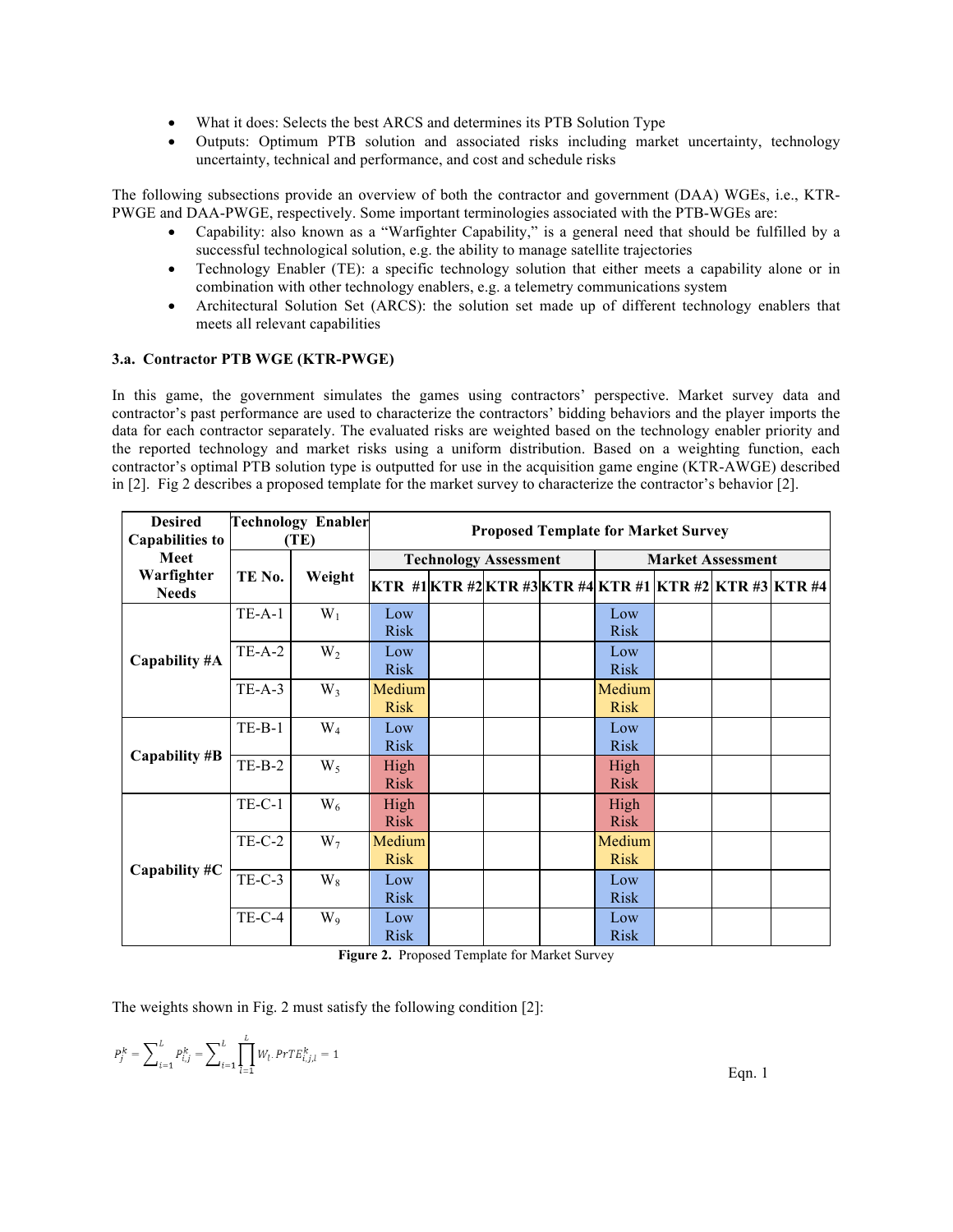- What it does: Selects the best ARCS and determines its PTB Solution Type
- Outputs: Optimum PTB solution and associated risks including market uncertainty, technology uncertainty, technical and performance, and cost and schedule risks

The following subsections provide an overview of both the contractor and government (DAA) WGEs, i.e., KTR-PWGE and DAA-PWGE, respectively. Some important terminologies associated with the PTB-WGEs are:

- Capability: also known as a "Warfighter Capability," is a general need that should be fulfilled by a successful technological solution, e.g. the ability to manage satellite trajectories
- Technology Enabler (TE): a specific technology solution that either meets a capability alone or in combination with other technology enablers, e.g. a telemetry communications system
- Architectural Solution Set (ARCS): the solution set made up of different technology enablers that meets all relevant capabilities

### 3.a. Contractor PTB WGE (KTR-PWGE)

In this game, the government simulates the games using contractors' perspective. Market survey data and contractor's past performance are used to characterize the contractors' bidding behaviors and the player imports the data for each contractor separately. The evaluated risks are weighted based on the technology enabler priority and the reported technology and market risks using a uniform distribution. Based on a weighting function, each contractor's optimal PTB solution type is outputted for use in the acquisition game engine (KTR-AWGE) described in [2]. Fig 2 describes a proposed template for the market survey to characterize the contractor's behavior [2].

| Desired Capabilities to Meet Warfighter Needs | Technology Enabler (TE) | | Proposed Template for Market Survey | | | | | | | |
|---|---|---|---|---|---|---|---|---|---|---|
| | | | Technology Assessment | | | | Market Assessment | | | |
| | TE No. | Weight | KTR #1 | KTR #2 | KTR #3 | KTR #4 | KTR #1 | KTR #2 | KTR #3 | KTR #4 |
| Capability #A | TE-A-1 | $W_1$ | Low Risk | | | | Low Risk | | | |
| | TE-A-2 | $W_2$ | Low Risk | | | | Low Risk | | | |
| | TE-A-3 | $W_3$ | Medium Risk | | | | Medium Risk | | | |
| Capability #B | TE-B-1 | $W_4$ | Low Risk | | | | Low Risk | | | |
| | TE-B-2 | $W_5$ | High Risk | | | | High Risk | | | |
| Capability #C | TE-C-1 | $W_6$ | High Risk | | | | High Risk | | | |
| | TE-C-2 | $W_7$ | Medium Risk | | | | Medium Risk | | | |
| | TE-C-3 | $W_8$ | Low Risk | | | | Low Risk | | | |
| | TE-C-4 | $W_9$ | Low Risk | | | | Low Risk | | | |

**Figure 2.** Proposed Template for Market Survey

The weights shown in Fig. 2 must satisfy the following condition [2]:

$$P_j^k = \sum_{i=1}^{L} P_{i,j}^k = \sum_{i=1}^{L} \prod_{l=1}^{L} W_l \cdot PrTE_{i,j,l}^k = 1 \qquad \text{Eqn. 1}$$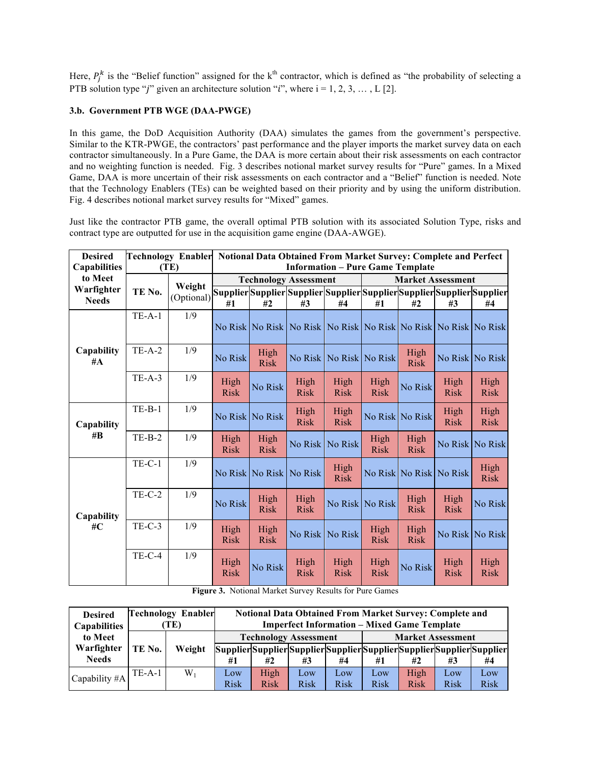Here, $P_j^k$ is the "Belief function" assigned for the k[th] contractor, which is defined as "the probability of selecting a PTB solution type "$j$" given an architecture solution "$i$", where i = 1, 2, 3, … , L [2].

### 3.b. Government PTB WGE (DAA-PWGE)

In this game, the DoD Acquisition Authority (DAA) simulates the games from the government's perspective. Similar to the KTR-PWGE, the contractors' past performance and the player imports the market survey data on each contractor simultaneously. In a Pure Game, the DAA is more certain about their risk assessments on each contractor and no weighting function is needed. Fig. 3 describes notional market survey results for "Pure" games. In a Mixed Game, DAA is more uncertain of their risk assessments on each contractor and a "Belief" function is needed. Note that the Technology Enablers (TEs) can be weighted based on their priority and by using the uniform distribution. Fig. 4 describes notional market survey results for "Mixed" games.

Just like the contractor PTB game, the overall optimal PTB solution with its associated Solution Type, risks and contract type are outputted for use in the acquisition game engine (DAA-AWGE).

| Desired Capabilities to Meet Warfighter Needs | Technology Enabler (TE) | | Notional Data Obtained From Market Survey: Complete and Perfect Information – Pure Game Template | | | | | | | |
|---|---|---|---|---|---|---|---|---|---|---|
| | | | Technology Assessment | | | | Market Assessment | | | |
| | TE No. | Weight (Optional) | Supplier #1 | Supplier #2 | Supplier #3 | Supplier #4 | Supplier #1 | Supplier #2 | Supplier #3 | Supplier #4 |
| Capability #A | TE-A-1 | 1/9 | No Risk | No Risk | No Risk | No Risk | No Risk | No Risk | No Risk | No Risk |
| | TE-A-2 | 1/9 | No Risk | High Risk | No Risk | No Risk | No Risk | High Risk | No Risk | No Risk |
| | TE-A-3 | 1/9 | High Risk | No Risk | High Risk | High Risk | High Risk | No Risk | High Risk | High Risk |
| Capability #B | TE-B-1 | 1/9 | No Risk | No Risk | High Risk | High Risk | No Risk | No Risk | High Risk | High Risk |
| | TE-B-2 | 1/9 | High Risk | High Risk | No Risk | No Risk | High Risk | High Risk | No Risk | No Risk |
| Capability #C | TE-C-1 | 1/9 | No Risk | No Risk | No Risk | High Risk | No Risk | No Risk | No Risk | High Risk |
| | TE-C-2 | 1/9 | No Risk | High Risk | High Risk | No Risk | No Risk | High Risk | High Risk | No Risk |
| | TE-C-3 | 1/9 | High Risk | High Risk | No Risk | No Risk | High Risk | High Risk | No Risk | No Risk |
| | TE-C-4 | 1/9 | High Risk | No Risk | High Risk | High Risk | High Risk | No Risk | High Risk | High Risk |

**Figure 3.** Notional Market Survey Results for Pure Games

| Desired Capabilities to Meet Warfighter Needs | Technology Enabler (TE) | | Notional Data Obtained From Market Survey: Complete and Imperfect Information – Mixed Game Template | | | | | | | |
|---|---|---|---|---|---|---|---|---|---|---|
| | | | Technology Assessment | | | | Market Assessment | | | |
| | TE No. | Weight | Supplier #1 | Supplier #2 | Supplier #3 | Supplier #4 | Supplier #1 | Supplier #2 | Supplier #3 | Supplier #4 |
| Capability #A | TE-A-1 | $W_1$ | Low Risk | High Risk | Low Risk | Low Risk | Low Risk | High Risk | Low Risk | Low Risk |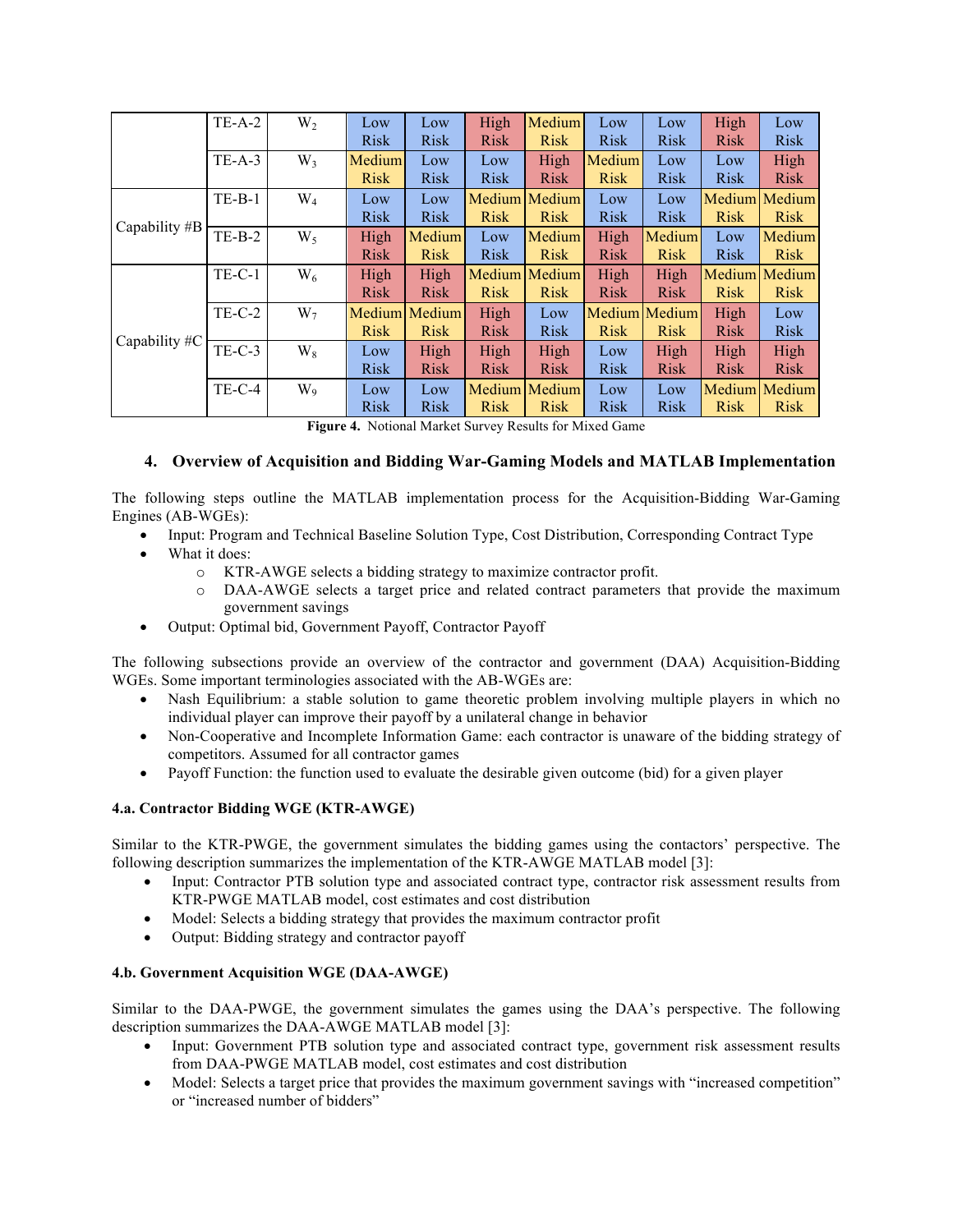| | TE-A-2 | $W_2$ | Low Risk | Low Risk | High Risk | Medium Risk | Low Risk | Low Risk | High Risk | Low Risk |
|---|---|---|---|---|---|---|---|---|---|---|
| | TE-A-3 | $W_3$ | Medium Risk | Low Risk | Low Risk | High Risk | Medium Risk | Low Risk | Low Risk | High Risk |
| Capability #B | TE-B-1 | $W_4$ | Low Risk | Low Risk | Medium Risk | Medium Risk | Low Risk | Low Risk | Medium Risk | Medium Risk |
| | TE-B-2 | $W_5$ | High Risk | Medium Risk | Low Risk | Medium Risk | High Risk | Medium Risk | Low Risk | Medium Risk |
| Capability #C | TE-C-1 | $W_6$ | High Risk | High Risk | Medium Risk | Medium Risk | High Risk | High Risk | Medium Risk | Medium Risk |
| | TE-C-2 | $W_7$ | Medium Risk | Medium Risk | High Risk | Low Risk | Medium Risk | Medium Risk | High Risk | Low Risk |
| | TE-C-3 | $W_8$ | Low Risk | High Risk | High Risk | High Risk | Low Risk | High Risk | High Risk | High Risk |
| | TE-C-4 | $W_9$ | Low Risk | Low Risk | Medium Risk | Medium Risk | Low Risk | Low Risk | Medium Risk | Medium Risk |

**Figure 4.** Notional Market Survey Results for Mixed Game

## 4. Overview of Acquisition and Bidding War-Gaming Models and MATLAB Implementation

The following steps outline the MATLAB implementation process for the Acquisition-Bidding War-Gaming Engines (AB-WGEs):

- Input: Program and Technical Baseline Solution Type, Cost Distribution, Corresponding Contract Type
- What it does:
  - KTR-AWGE selects a bidding strategy to maximize contractor profit.
  - DAA-AWGE selects a target price and related contract parameters that provide the maximum government savings
- Output: Optimal bid, Government Payoff, Contractor Payoff

The following subsections provide an overview of the contractor and government (DAA) Acquisition-Bidding WGEs. Some important terminologies associated with the AB-WGEs are:

- Nash Equilibrium: a stable solution to game theoretic problem involving multiple players in which no individual player can improve their payoff by a unilateral change in behavior
- Non-Cooperative and Incomplete Information Game: each contractor is unaware of the bidding strategy of competitors. Assumed for all contractor games
- Payoff Function: the function used to evaluate the desirable given outcome (bid) for a given player

### 4.a. Contractor Bidding WGE (KTR-AWGE)

Similar to the KTR-PWGE, the government simulates the bidding games using the contactors' perspective. The following description summarizes the implementation of the KTR-AWGE MATLAB model [3]:

- Input: Contractor PTB solution type and associated contract type, contractor risk assessment results from KTR-PWGE MATLAB model, cost estimates and cost distribution
- Model: Selects a bidding strategy that provides the maximum contractor profit
- Output: Bidding strategy and contractor payoff

### 4.b. Government Acquisition WGE (DAA-AWGE)

Similar to the DAA-PWGE, the government simulates the games using the DAA's perspective. The following description summarizes the DAA-AWGE MATLAB model [3]:

- Input: Government PTB solution type and associated contract type, government risk assessment results from DAA-PWGE MATLAB model, cost estimates and cost distribution
- Model: Selects a target price that provides the maximum government savings with "increased competition" or "increased number of bidders"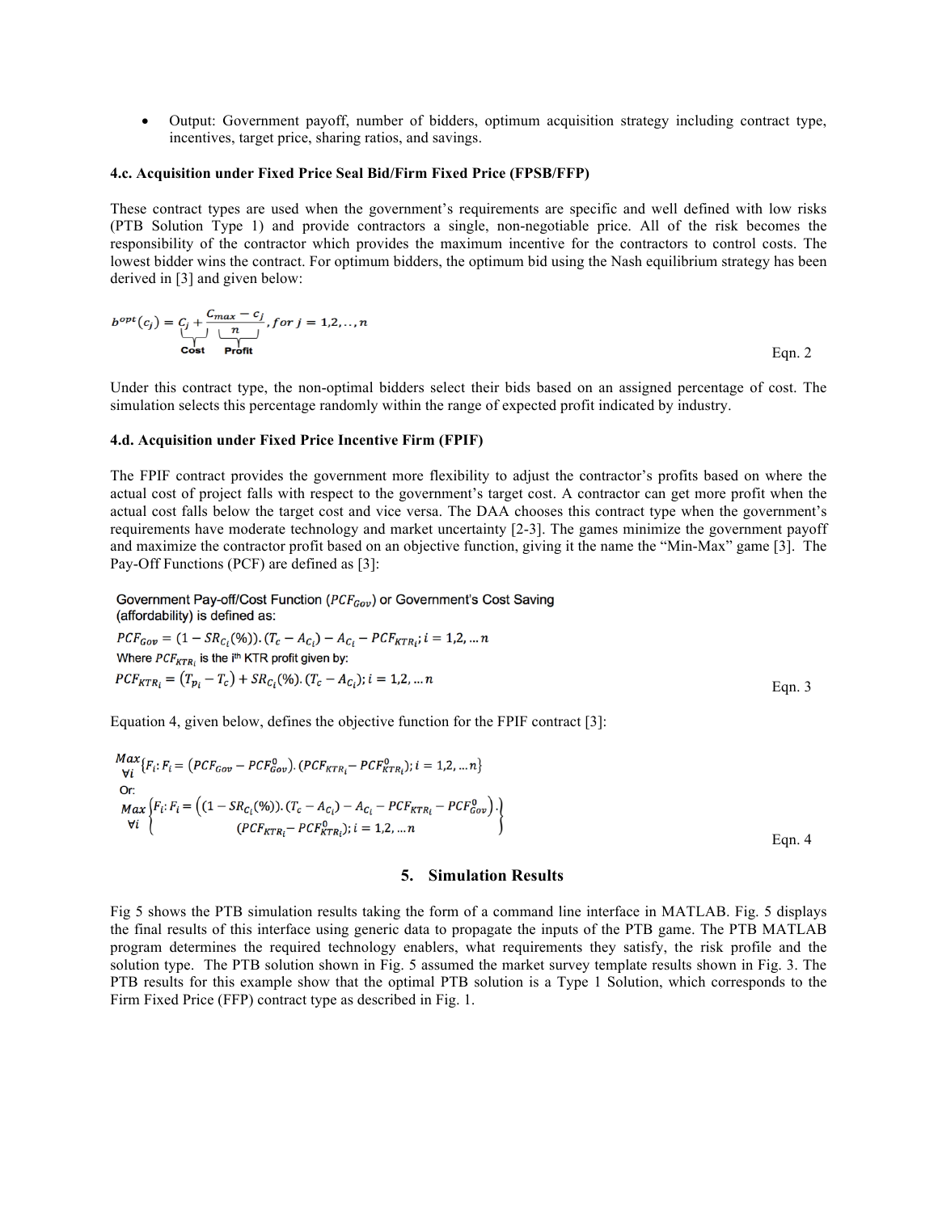- Output: Government payoff, number of bidders, optimum acquisition strategy including contract type, incentives, target price, sharing ratios, and savings.

**4.c. Acquisition under Fixed Price Seal Bid/Firm Fixed Price (FPSB/FFP)**

These contract types are used when the government's requirements are specific and well defined with low risks (PTB Solution Type 1) and provide contractors a single, non-negotiable price. All of the risk becomes the responsibility of the contractor which provides the maximum incentive for the contractors to control costs. The lowest bidder wins the contract. For optimum bidders, the optimum bid using the Nash equilibrium strategy has been derived in [3] and given below:

$$b^{opt}(c_j) = \underbrace{c_j}_{\text{Cost}} + \underbrace{\frac{c_{max} - c_j}{n}}_{\text{Profit}}, \; for \; j = 1,2,..,n \qquad \text{Eqn. 2}$$

Under this contract type, the non-optimal bidders select their bids based on an assigned percentage of cost. The simulation selects this percentage randomly within the range of expected profit indicated by industry.

**4.d. Acquisition under Fixed Price Incentive Firm (FPIF)**

The FPIF contract provides the government more flexibility to adjust the contractor's profits based on where the actual cost of project falls with respect to the government's target cost. A contractor can get more profit when the actual cost falls below the target cost and vice versa. The DAA chooses this contract type when the government's requirements have moderate technology and market uncertainty [2-3]. The games minimize the government payoff and maximize the contractor profit based on an objective function, giving it the name the "Min-Max" game [3]. The Pay-Off Functions (PCF) are defined as [3]:

Government Pay-off/Cost Function ($PCF_{Gov}$) or Government's Cost Saving (affordability) is defined as:

$$PCF_{Gov} = (1 - SR_{C_i}(\%)).(T_c - A_{C_i}) - A_{C_i} - PCF_{KTR_i}; i = 1,2,...n$$

Where $PCF_{KTR_i}$ is the i[th] KTR profit given by:

$$PCF_{KTR_i} = (T_{p_i} - T_c) + SR_{C_i}(\%).(T_c - A_{C_i}); i = 1,2,...n \qquad \text{Eqn. 3}$$

Equation 4, given below, defines the objective function for the FPIF contract [3]:

$$\max_{\forall i}\{F_i : F_i = (PCF_{Gov} - PCF^0_{Gov}).(PCF_{KTR_i} - PCF^0_{KTR_i}); i = 1,2,...n\}$$

Or:

$$\max_{\forall i}\left\{\begin{array}{l} F_i : F_i = \left((1 - SR_{C_i}(\%)).(T_c - A_{C_i}) - A_{C_i} - PCF_{KTR_i} - PCF^0_{Gov}\right). \\ \qquad (PCF_{KTR_i} - PCF^0_{KTR_i}); i = 1,2,...n \end{array}\right\} \qquad \text{Eqn. 4}$$

## 5. Simulation Results

Fig 5 shows the PTB simulation results taking the form of a command line interface in MATLAB. Fig. 5 displays the final results of this interface using generic data to propagate the inputs of the PTB game. The PTB MATLAB program determines the required technology enablers, what requirements they satisfy, the risk profile and the solution type. The PTB solution shown in Fig. 5 assumed the market survey template results shown in Fig. 3. The PTB results for this example show that the optimal PTB solution is a Type 1 Solution, which corresponds to the Firm Fixed Price (FFP) contract type as described in Fig. 1.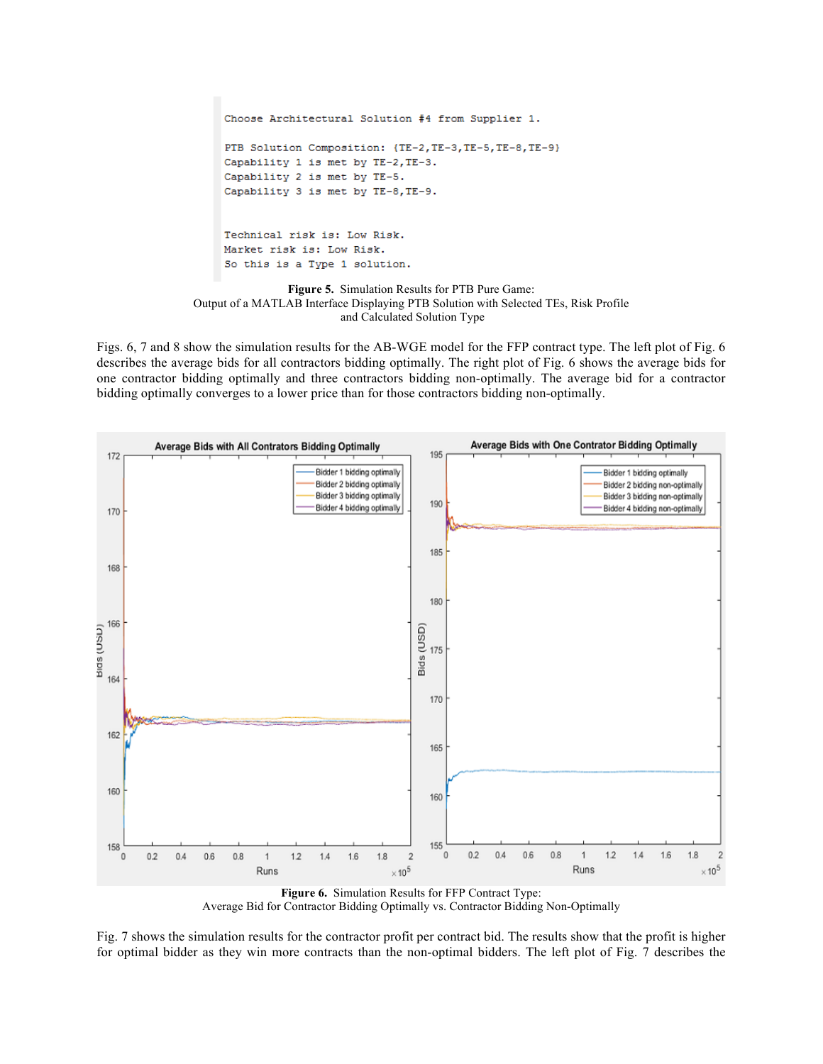```
Choose Architectural Solution #4 from Supplier 1.

PTB Solution Composition: {TE-2,TE-3,TE-5,TE-8,TE-9}
Capability 1 is met by TE-2,TE-3.
Capability 2 is met by TE-5.
Capability 3 is met by TE-8,TE-9.


Technical risk is: Low Risk.
Market risk is: Low Risk.
So this is a Type 1 solution.
```

**Figure 5.** Simulation Results for PTB Pure Game:
Output of a MATLAB Interface Displaying PTB Solution with Selected TEs, Risk Profile and Calculated Solution Type

Figs. 6, 7 and 8 show the simulation results for the AB-WGE model for the FFP contract type. The left plot of Fig. 6 describes the average bids for all contractors bidding optimally. The right plot of Fig. 6 shows the average bids for one contractor bidding optimally and three contractors bidding non-optimally. The average bid for a contractor bidding optimally converges to a lower price than for those contractors bidding non-optimally.

**Figure 6.** Simulation Results for FFP Contract Type:
Average Bid for Contractor Bidding Optimally vs. Contractor Bidding Non-Optimally

Fig. 7 shows the simulation results for the contractor profit per contract bid. The results show that the profit is higher for optimal bidder as they win more contracts than the non-optimal bidders. The left plot of Fig. 7 describes the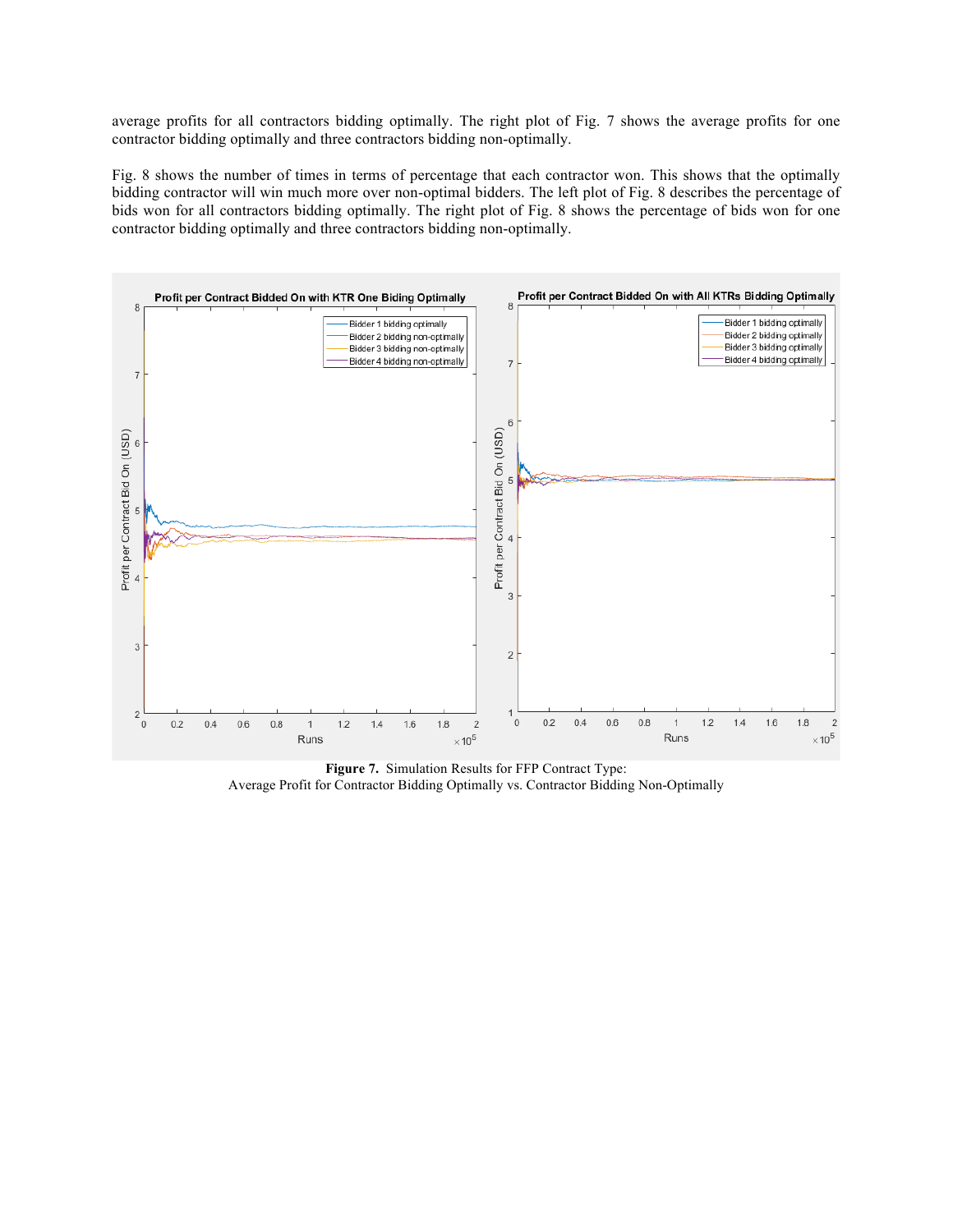average profits for all contractors bidding optimally. The right plot of Fig. 7 shows the average profits for one contractor bidding optimally and three contractors bidding non-optimally.

Fig. 8 shows the number of times in terms of percentage that each contractor won. This shows that the optimally bidding contractor will win much more over non-optimal bidders. The left plot of Fig. 8 describes the percentage of bids won for all contractors bidding optimally. The right plot of Fig. 8 shows the percentage of bids won for one contractor bidding optimally and three contractors bidding non-optimally.

**Figure 7.** Simulation Results for FFP Contract Type:
Average Profit for Contractor Bidding Optimally vs. Contractor Bidding Non-Optimally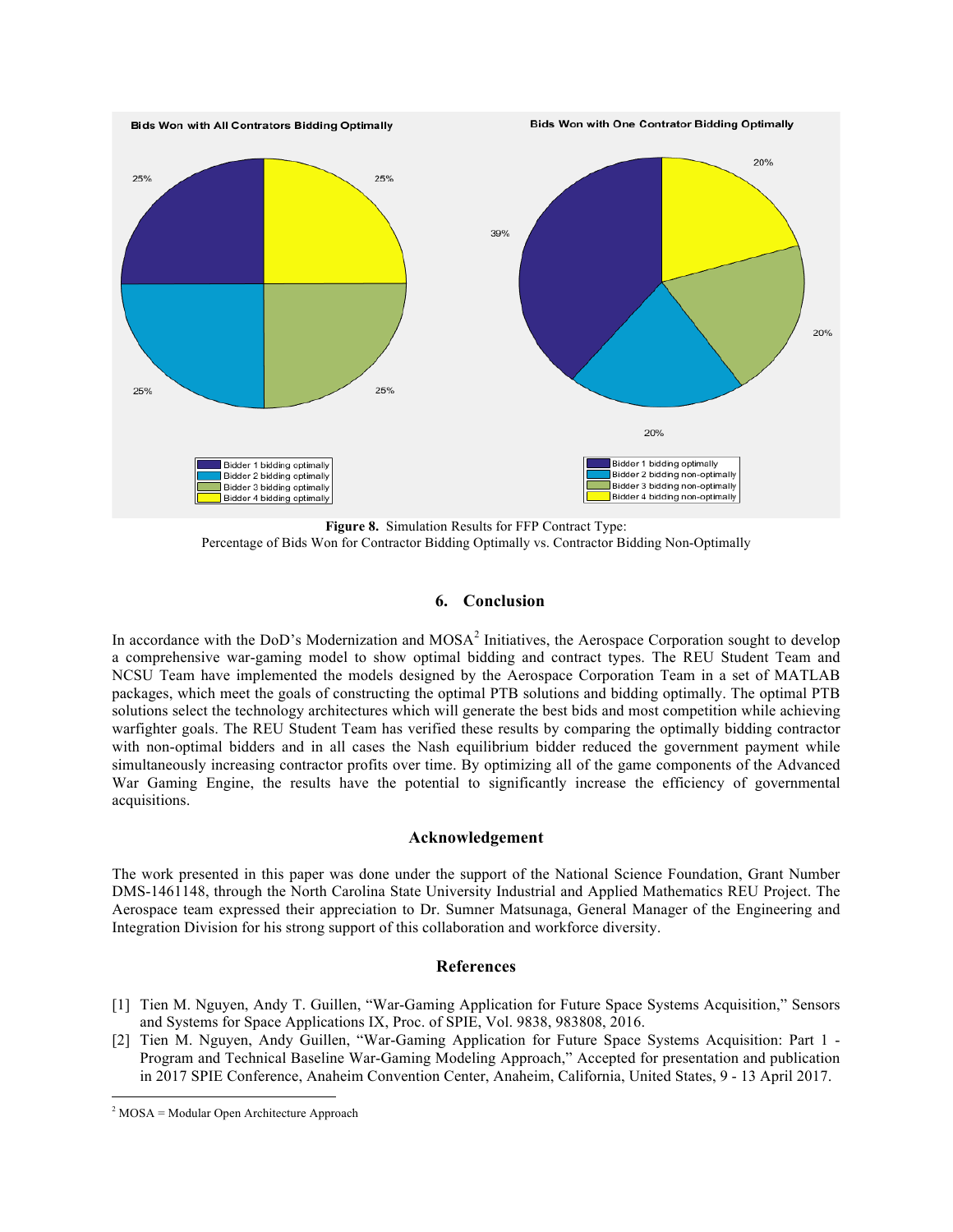Figure 8. Simulation Results for FFP Contract Type: Percentage of Bids Won for Contractor Bidding Optimally vs. Contractor Bidding Non-Optimally

## 6. Conclusion

In accordance with the DoD's Modernization and MOSA[2] Initiatives, the Aerospace Corporation sought to develop a comprehensive war-gaming model to show optimal bidding and contract types. The REU Student Team and NCSU Team have implemented the models designed by the Aerospace Corporation Team in a set of MATLAB packages, which meet the goals of constructing the optimal PTB solutions and bidding optimally. The optimal PTB solutions select the technology architectures which will generate the best bids and most competition while achieving warfighter goals. The REU Student Team has verified these results by comparing the optimally bidding contractor with non-optimal bidders and in all cases the Nash equilibrium bidder reduced the government payment while simultaneously increasing contractor profits over time. By optimizing all of the game components of the Advanced War Gaming Engine, the results have the potential to significantly increase the efficiency of governmental acquisitions.

## Acknowledgement

The work presented in this paper was done under the support of the National Science Foundation, Grant Number DMS-1461148, through the North Carolina State University Industrial and Applied Mathematics REU Project. The Aerospace team expressed their appreciation to Dr. Sumner Matsunaga, General Manager of the Engineering and Integration Division for his strong support of this collaboration and workforce diversity.

## References

[1] Tien M. Nguyen, Andy T. Guillen, "War-Gaming Application for Future Space Systems Acquisition," Sensors and Systems for Space Applications IX, Proc. of SPIE, Vol. 9838, 983808, 2016.

[2] Tien M. Nguyen, Andy Guillen, "War-Gaming Application for Future Space Systems Acquisition: Part 1 - Program and Technical Baseline War-Gaming Modeling Approach," Accepted for presentation and publication in 2017 SPIE Conference, Anaheim Convention Center, Anaheim, California, United States, 9 - 13 April 2017.

---

[2] MOSA = Modular Open Architecture Approach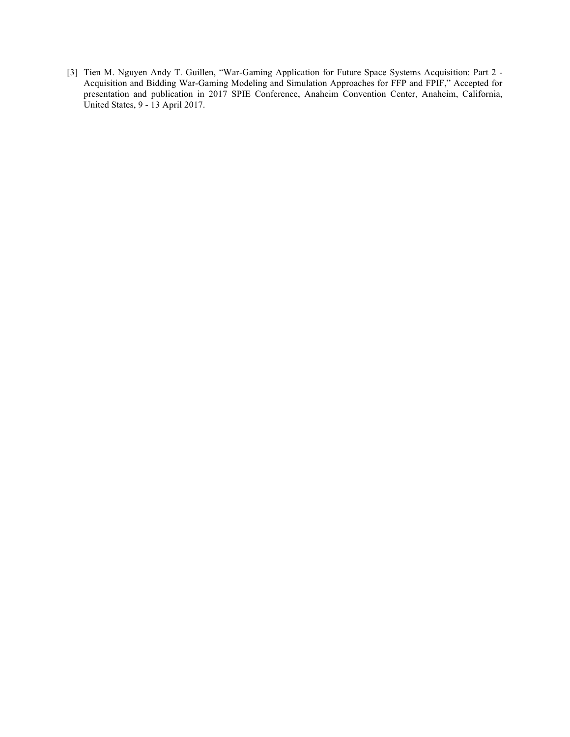[3] Tien M. Nguyen Andy T. Guillen, "War-Gaming Application for Future Space Systems Acquisition: Part 2 - Acquisition and Bidding War-Gaming Modeling and Simulation Approaches for FFP and FPIF," Accepted for presentation and publication in 2017 SPIE Conference, Anaheim Convention Center, Anaheim, California, United States, 9 - 13 April 2017.